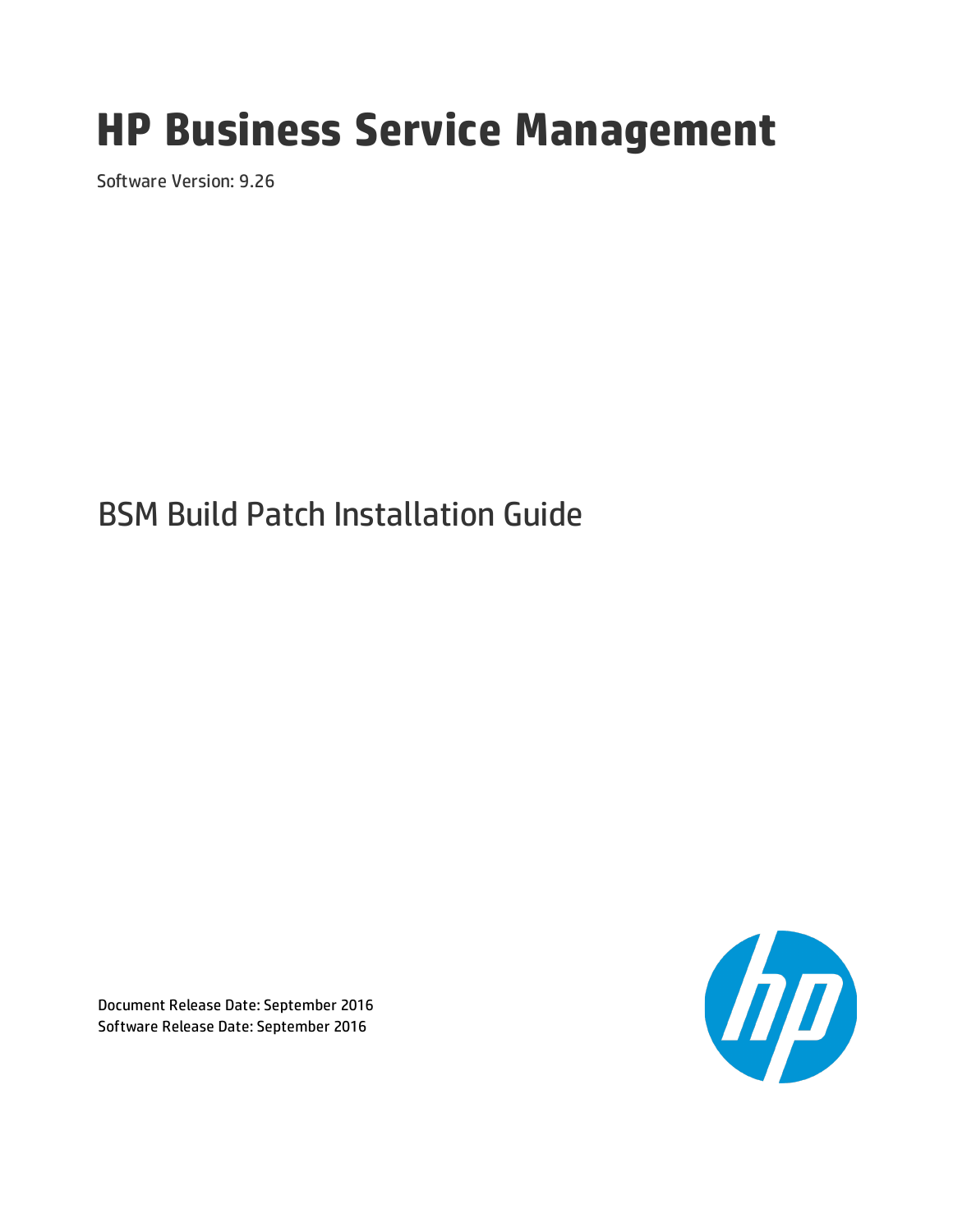# HP Business Service Management

Software Version: 9.26

## BSM Build Patch Installation Guide

Document Release Date: September 2016
Software Release Date: September 2016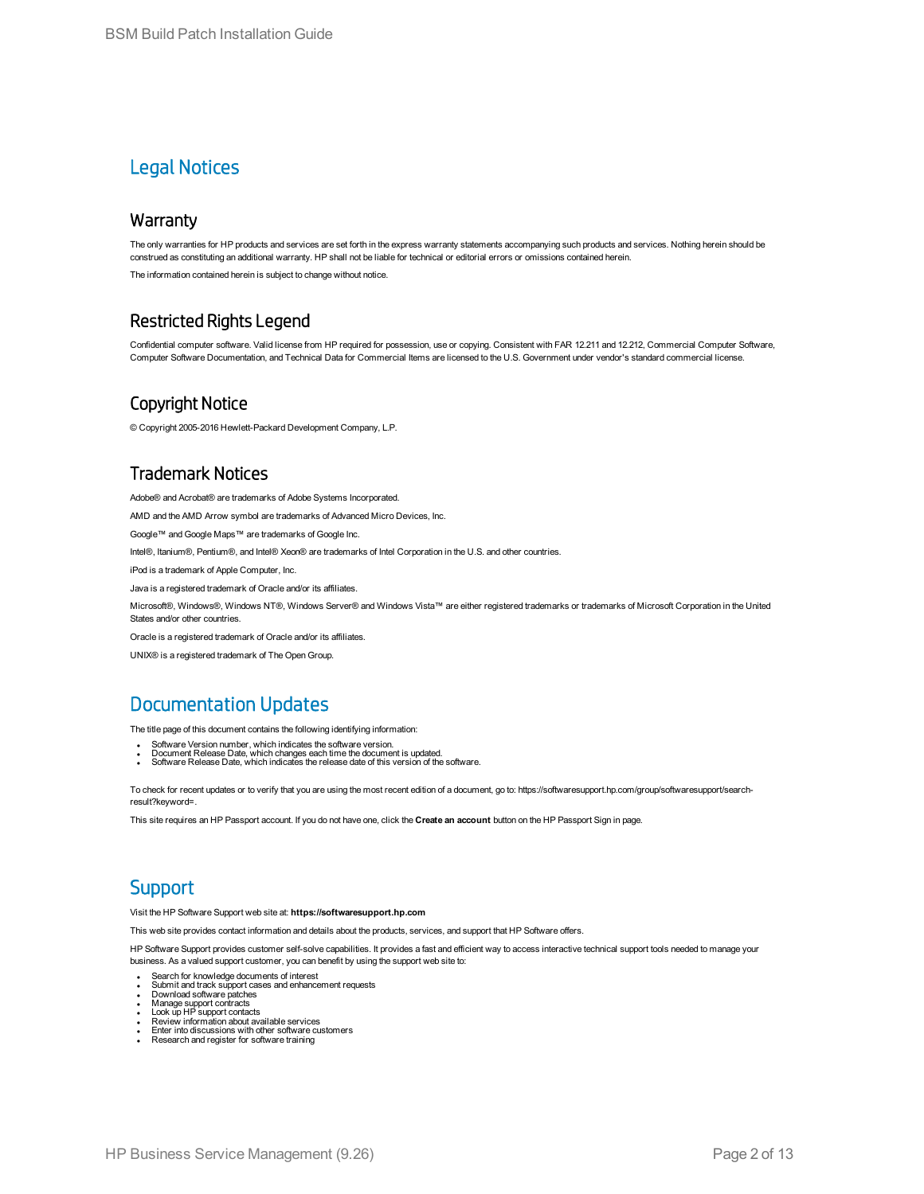# Legal Notices

## Warranty

The only warranties for HP products and services are set forth in the express warranty statements accompanying such products and services. Nothing herein should be construed as constituting an additional warranty. HP shall not be liable for technical or editorial errors or omissions contained herein.

The information contained herein is subject to change without notice.

## Restricted Rights Legend

Confidential computer software. Valid license from HP required for possession, use or copying. Consistent with FAR 12.211 and 12.212, Commercial Computer Software, Computer Software Documentation, and Technical Data for Commercial Items are licensed to the U.S. Government under vendor's standard commercial license.

## Copyright Notice

© Copyright 2005-2016 Hewlett-Packard Development Company, L.P.

## Trademark Notices

Adobe® and Acrobat® are trademarks of Adobe Systems Incorporated.

AMD and the AMD Arrow symbol are trademarks of Advanced Micro Devices, Inc.

Google™ and Google Maps™ are trademarks of Google Inc.

Intel®, Itanium®, Pentium®, and Intel® Xeon® are trademarks of Intel Corporation in the U.S. and other countries.

iPod is a trademark of Apple Computer, Inc.

Java is a registered trademark of Oracle and/or its affiliates.

Microsoft®, Windows®, Windows NT®, Windows Server® and Windows Vista™ are either registered trademarks or trademarks of Microsoft Corporation in the United States and/or other countries.

Oracle is a registered trademark of Oracle and/or its affiliates.

UNIX® is a registered trademark of The Open Group.

# Documentation Updates

The title page of this document contains the following identifying information:

- Software Version number, which indicates the software version.
- Document Release Date, which changes each time the document is updated.
- Software Release Date, which indicates the release date of this version of the software.

To check for recent updates or to verify that you are using the most recent edition of a document, go to: https://softwaresupport.hp.com/group/softwaresupport/search-result?keyword=.

This site requires an HP Passport account. If you do not have one, click the **Create an account** button on the HP Passport Sign in page.

# Support

Visit the HP Software Support web site at: **https://softwaresupport.hp.com**

This web site provides contact information and details about the products, services, and support that HP Software offers.

HP Software Support provides customer self-solve capabilities. It provides a fast and efficient way to access interactive technical support tools needed to manage your business. As a valued support customer, you can benefit by using the support web site to:

- Search for knowledge documents of interest
- Submit and track support cases and enhancement requests
- Download software patches
- Manage support contracts
- Look up HP support contacts
- Review information about available services
- Enter into discussions with other software customers
- Research and register for software training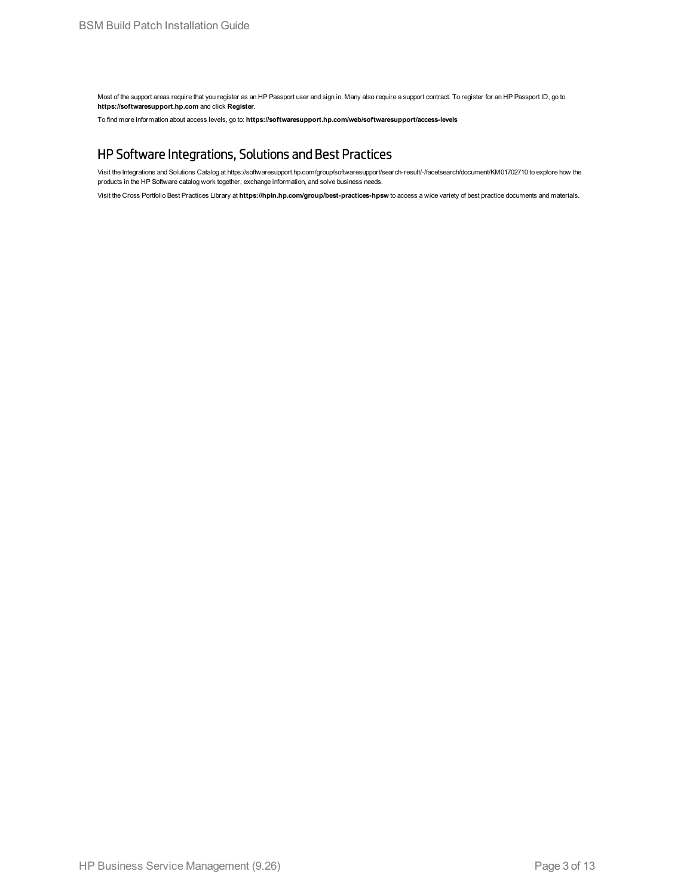Most of the support areas require that you register as an HP Passport user and sign in. Many also require a support contract. To register for an HP Passport ID, go to **https://softwaresupport.hp.com** and click **Register**.

To find more information about access levels, go to: **https://softwaresupport.hp.com/web/softwaresupport/access-levels**

## HP Software Integrations, Solutions and Best Practices

Visit the Integrations and Solutions Catalog at https://softwaresupport.hp.com/group/softwaresupport/search-result/-/facetsearch/document/KM01702710 to explore how the products in the HP Software catalog work together, exchange information, and solve business needs.

Visit the Cross Portfolio Best Practices Library at **https://hpln.hp.com/group/best-practices-hpsw** to access a wide variety of best practice documents and materials.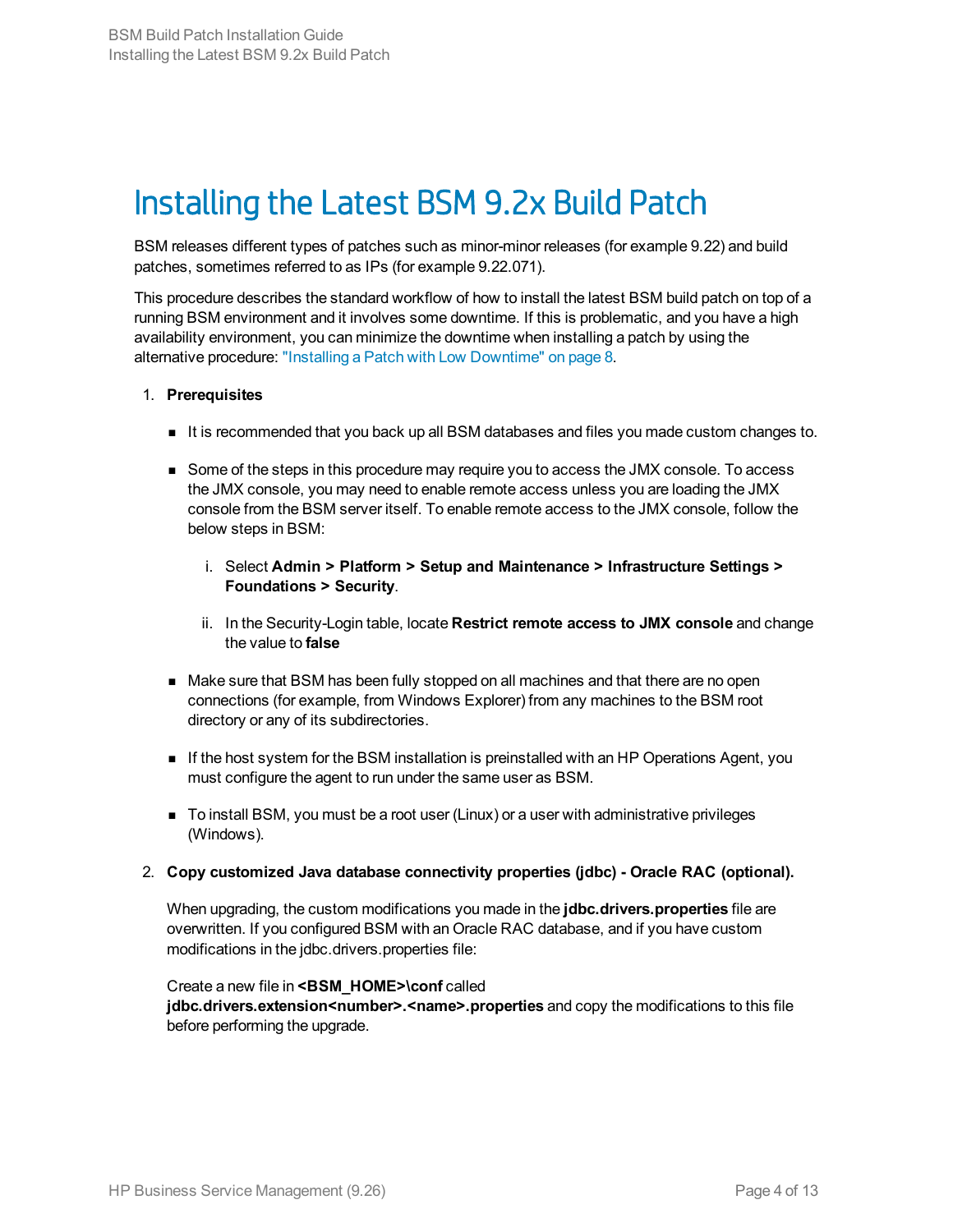# Installing the Latest BSM 9.2x Build Patch

BSM releases different types of patches such as minor-minor releases (for example 9.22) and build patches, sometimes referred to as IPs (for example 9.22.071).

This procedure describes the standard workflow of how to install the latest BSM build patch on top of a running BSM environment and it involves some downtime. If this is problematic, and you have a high availability environment, you can minimize the downtime when installing a patch by using the alternative procedure: "Installing a Patch with Low Downtime" on page 8.

1. **Prerequisites**

   - It is recommended that you back up all BSM databases and files you made custom changes to.
   - Some of the steps in this procedure may require you to access the JMX console. To access the JMX console, you may need to enable remote access unless you are loading the JMX console from the BSM server itself. To enable remote access to the JMX console, follow the below steps in BSM:

     i. Select **Admin > Platform > Setup and Maintenance > Infrastructure Settings > Foundations > Security**.

     ii. In the Security-Login table, locate **Restrict remote access to JMX console** and change the value to **false**

   - Make sure that BSM has been fully stopped on all machines and that there are no open connections (for example, from Windows Explorer) from any machines to the BSM root directory or any of its subdirectories.
   - If the host system for the BSM installation is preinstalled with an HP Operations Agent, you must configure the agent to run under the same user as BSM.
   - To install BSM, you must be a root user (Linux) or a user with administrative privileges (Windows).

2. **Copy customized Java database connectivity properties (jdbc) - Oracle RAC (optional).**

   When upgrading, the custom modifications you made in the **jdbc.drivers.properties** file are overwritten. If you configured BSM with an Oracle RAC database, and if you have custom modifications in the jdbc.drivers.properties file:

   Create a new file in **<BSM_HOME>\conf** called **jdbc.drivers.extension<number>.<name>.properties** and copy the modifications to this file before performing the upgrade.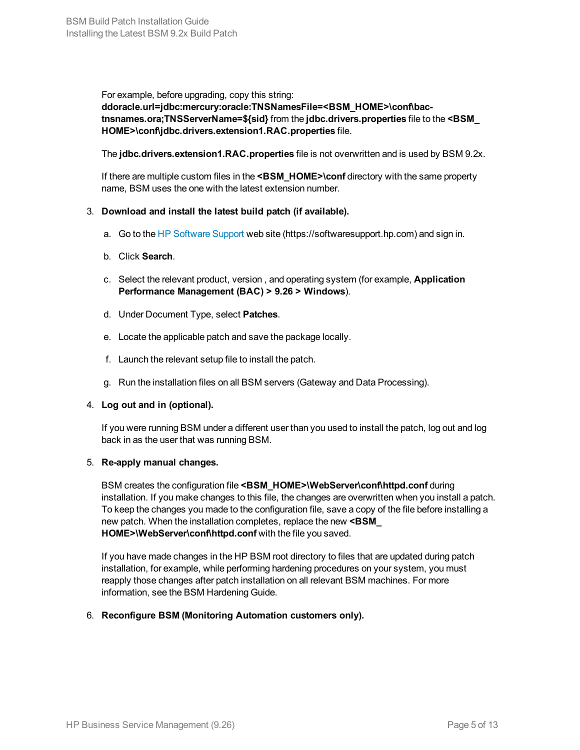For example, before upgrading, copy this string: **ddoracle.url=jdbc:mercury:oracle:TNSNamesFile=<BSM_HOME>\conf\bac-tnsnames.ora;TNSServerName=${sid}** from the **jdbc.drivers.properties** file to the **<BSM_HOME>\conf\jdbc.drivers.extension1.RAC.properties** file.

The **jdbc.drivers.extension1.RAC.properties** file is not overwritten and is used by BSM 9.2x.

If there are multiple custom files in the **<BSM_HOME>\conf** directory with the same property name, BSM uses the one with the latest extension number.

3. **Download and install the latest build patch (if available).**

   a. Go to the HP Software Support web site (https://softwaresupport.hp.com) and sign in.

   b. Click **Search**.

   c. Select the relevant product, version , and operating system (for example, **Application Performance Management (BAC) > 9.26 > Windows**).

   d. Under Document Type, select **Patches**.

   e. Locate the applicable patch and save the package locally.

   f. Launch the relevant setup file to install the patch.

   g. Run the installation files on all BSM servers (Gateway and Data Processing).

4. **Log out and in (optional).**

   If you were running BSM under a different user than you used to install the patch, log out and log back in as the user that was running BSM.

5. **Re-apply manual changes.**

   BSM creates the configuration file **<BSM_HOME>\WebServer\conf\httpd.conf** during installation. If you make changes to this file, the changes are overwritten when you install a patch. To keep the changes you made to the configuration file, save a copy of the file before installing a new patch. When the installation completes, replace the new **<BSM_HOME>\WebServer\conf\httpd.conf** with the file you saved.

   If you have made changes in the HP BSM root directory to files that are updated during patch installation, for example, while performing hardening procedures on your system, you must reapply those changes after patch installation on all relevant BSM machines. For more information, see the BSM Hardening Guide.

6. **Reconfigure BSM (Monitoring Automation customers only).**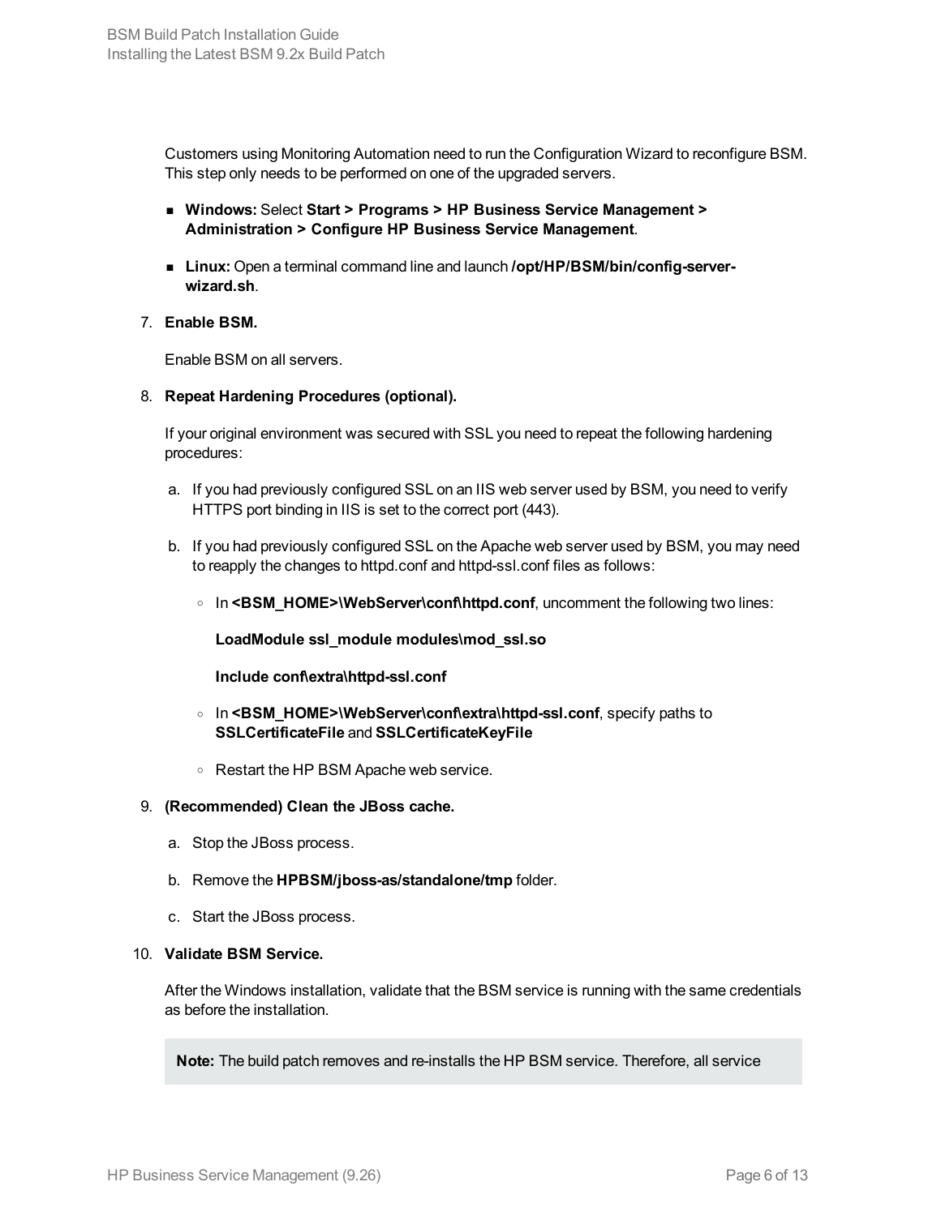Customers using Monitoring Automation need to run the Configuration Wizard to reconfigure BSM. This step only needs to be performed on one of the upgraded servers.

- **Windows:** Select **Start > Programs > HP Business Service Management > Administration > Configure HP Business Service Management**.
- **Linux:** Open a terminal command line and launch **/opt/HP/BSM/bin/config-server-wizard.sh**.

7. **Enable BSM.**

   Enable BSM on all servers.

8. **Repeat Hardening Procedures (optional).**

   If your original environment was secured with SSL you need to repeat the following hardening procedures:

   a. If you had previously configured SSL on an IIS web server used by BSM, you need to verify HTTPS port binding in IIS is set to the correct port (443).

   b. If you had previously configured SSL on the Apache web server used by BSM, you may need to reapply the changes to httpd.conf and httpd-ssl.conf files as follows:

      - In **<BSM_HOME>\WebServer\conf\httpd.conf**, uncomment the following two lines:

        **LoadModule ssl_module modules\mod_ssl.so**

        **Include conf\extra\httpd-ssl.conf**

      - In **<BSM_HOME>\WebServer\conf\extra\httpd-ssl.conf**, specify paths to **SSLCertificateFile** and **SSLCertificateKeyFile**

      - Restart the HP BSM Apache web service.

9. **(Recommended) Clean the JBoss cache.**

   a. Stop the JBoss process.

   b. Remove the **HPBSM/jboss-as/standalone/tmp** folder.

   c. Start the JBoss process.

10. **Validate BSM Service.**

    After the Windows installation, validate that the BSM service is running with the same credentials as before the installation.

    **Note:** The build patch removes and re-installs the HP BSM service. Therefore, all service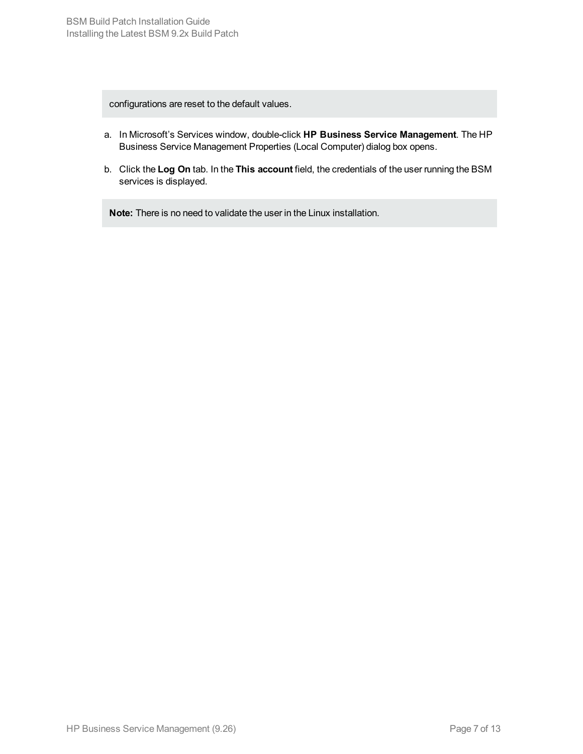configurations are reset to the default values.

a. In Microsoft's Services window, double-click **HP Business Service Management**. The HP Business Service Management Properties (Local Computer) dialog box opens.

b. Click the **Log On** tab. In the **This account** field, the credentials of the user running the BSM services is displayed.

**Note:** There is no need to validate the user in the Linux installation.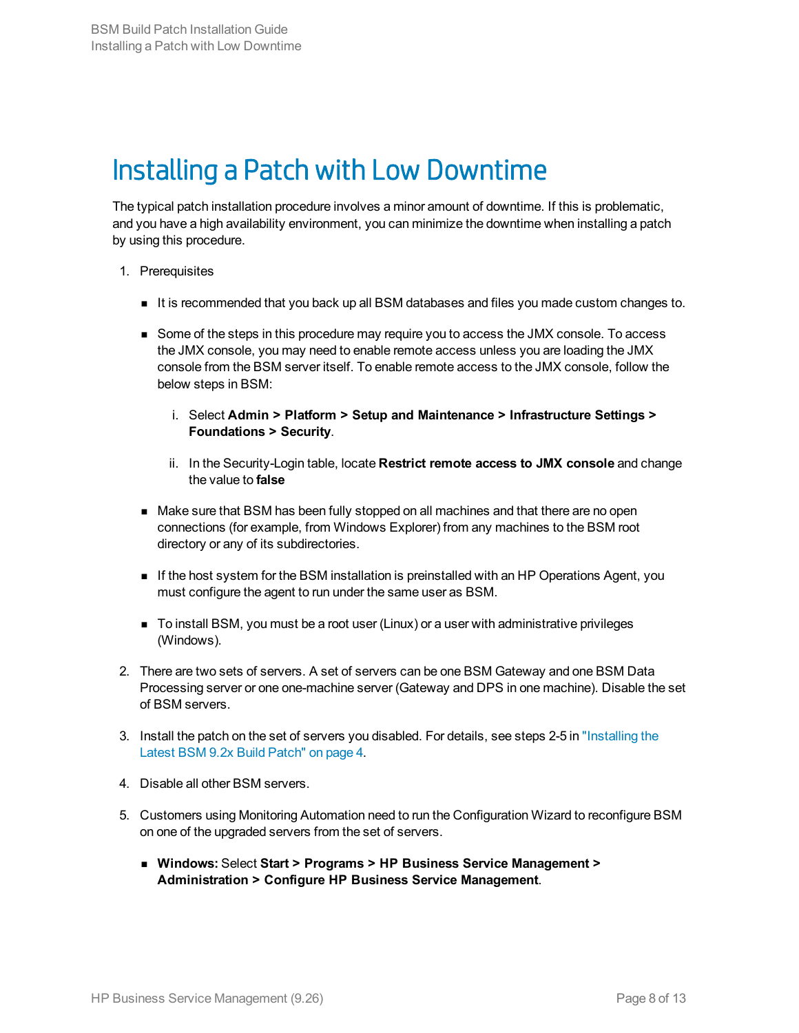# Installing a Patch with Low Downtime

The typical patch installation procedure involves a minor amount of downtime. If this is problematic, and you have a high availability environment, you can minimize the downtime when installing a patch by using this procedure.

1. Prerequisites

   - It is recommended that you back up all BSM databases and files you made custom changes to.
   - Some of the steps in this procedure may require you to access the JMX console. To access the JMX console, you may need to enable remote access unless you are loading the JMX console from the BSM server itself. To enable remote access to the JMX console, follow the below steps in BSM:

     i. Select **Admin > Platform > Setup and Maintenance > Infrastructure Settings > Foundations > Security**.

     ii. In the Security-Login table, locate **Restrict remote access to JMX console** and change the value to **false**

   - Make sure that BSM has been fully stopped on all machines and that there are no open connections (for example, from Windows Explorer) from any machines to the BSM root directory or any of its subdirectories.
   - If the host system for the BSM installation is preinstalled with an HP Operations Agent, you must configure the agent to run under the same user as BSM.
   - To install BSM, you must be a root user (Linux) or a user with administrative privileges (Windows).

2. There are two sets of servers. A set of servers can be one BSM Gateway and one BSM Data Processing server or one one-machine server (Gateway and DPS in one machine). Disable the set of BSM servers.

3. Install the patch on the set of servers you disabled. For details, see steps 2-5 in "Installing the Latest BSM 9.2x Build Patch" on page 4.

4. Disable all other BSM servers.

5. Customers using Monitoring Automation need to run the Configuration Wizard to reconfigure BSM on one of the upgraded servers from the set of servers.

   - **Windows:** Select **Start > Programs > HP Business Service Management > Administration > Configure HP Business Service Management**.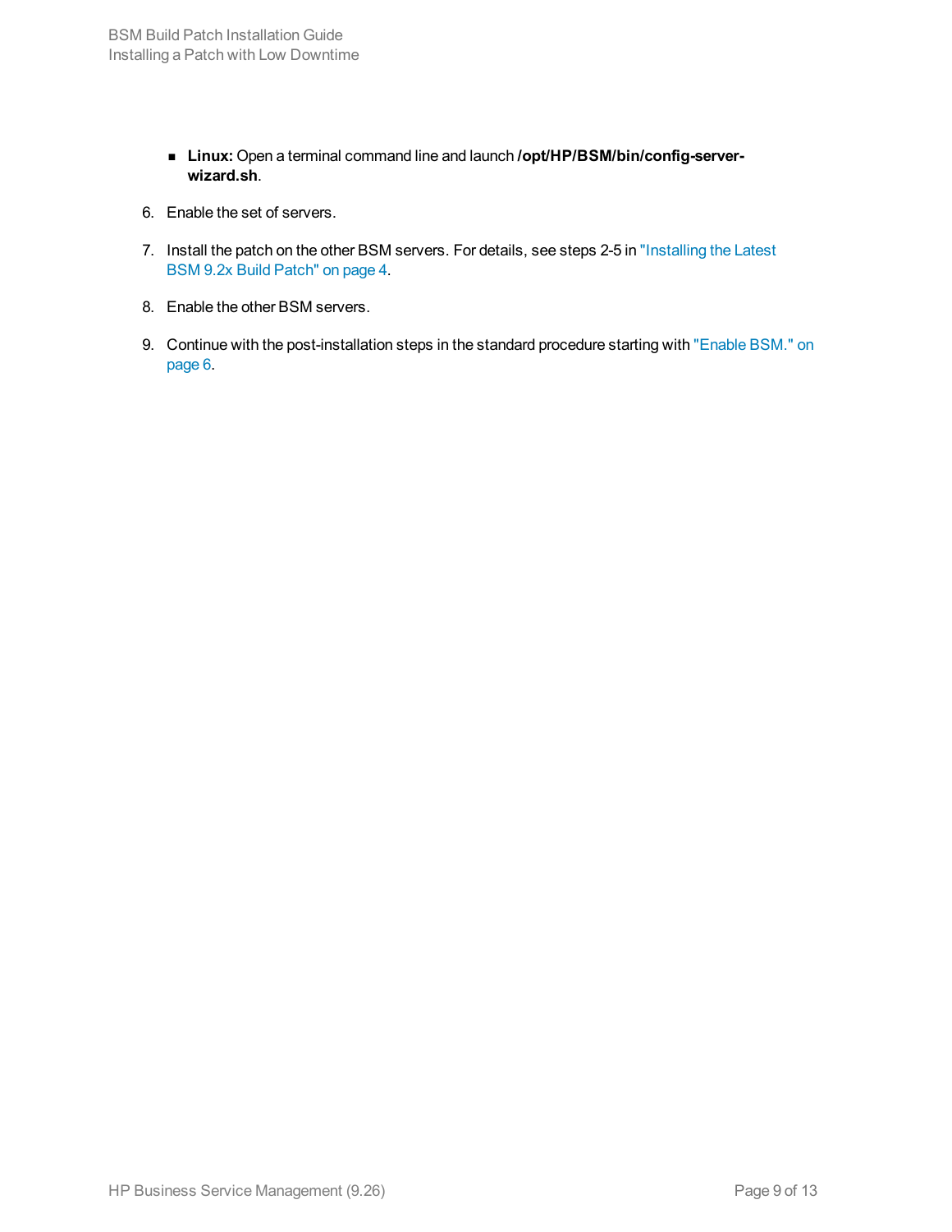- **Linux:** Open a terminal command line and launch **/opt/HP/BSM/bin/config-server-wizard.sh**.

6. Enable the set of servers.

7. Install the patch on the other BSM servers. For details, see steps 2-5 in "Installing the Latest BSM 9.2x Build Patch" on page 4.

8. Enable the other BSM servers.

9. Continue with the post-installation steps in the standard procedure starting with "Enable BSM." on page 6.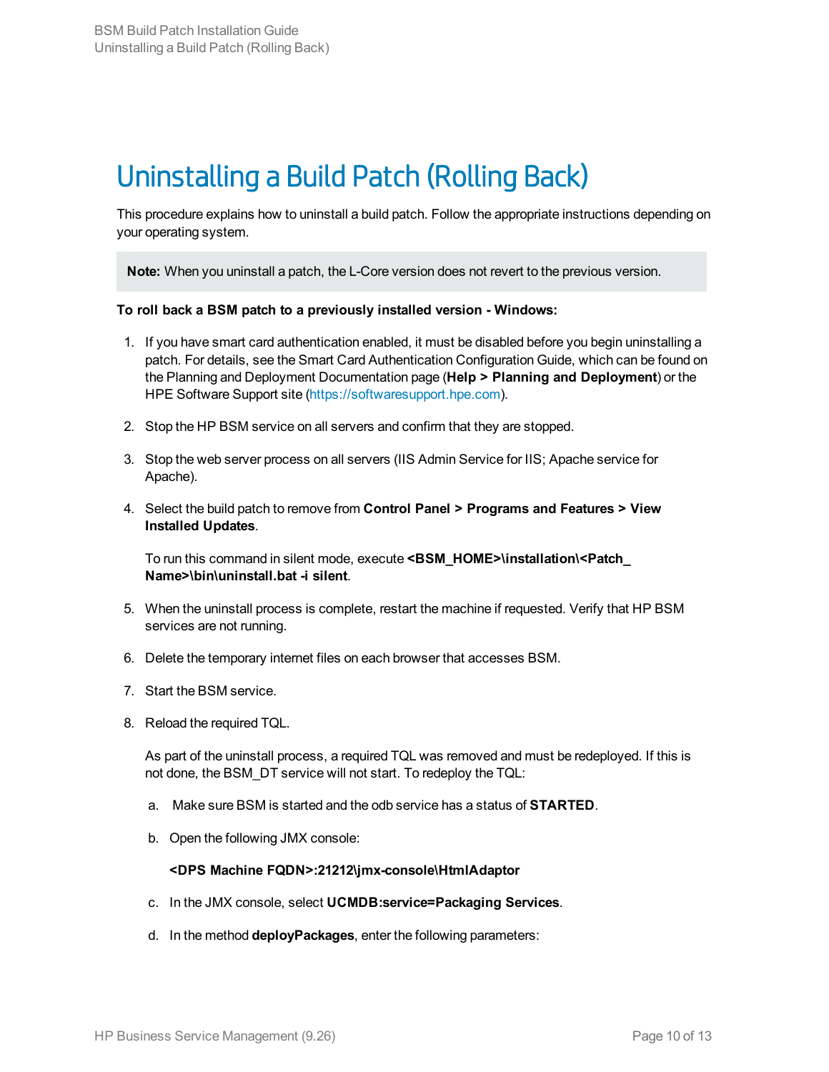# Uninstalling a Build Patch (Rolling Back)

This procedure explains how to uninstall a build patch. Follow the appropriate instructions depending on your operating system.

> **Note:** When you uninstall a patch, the L-Core version does not revert to the previous version.

**To roll back a BSM patch to a previously installed version - Windows:**

1. If you have smart card authentication enabled, it must be disabled before you begin uninstalling a patch. For details, see the Smart Card Authentication Configuration Guide, which can be found on the Planning and Deployment Documentation page (**Help > Planning and Deployment**) or the HPE Software Support site (https://softwaresupport.hpe.com).

2. Stop the HP BSM service on all servers and confirm that they are stopped.

3. Stop the web server process on all servers (IIS Admin Service for IIS; Apache service for Apache).

4. Select the build patch to remove from **Control Panel > Programs and Features > View Installed Updates**.

   To run this command in silent mode, execute **<BSM_HOME>\installation\<Patch_Name>\bin\uninstall.bat -i silent**.

5. When the uninstall process is complete, restart the machine if requested. Verify that HP BSM services are not running.

6. Delete the temporary internet files on each browser that accesses BSM.

7. Start the BSM service.

8. Reload the required TQL.

   As part of the uninstall process, a required TQL was removed and must be redeployed. If this is not done, the BSM_DT service will not start. To redeploy the TQL:

   a. Make sure BSM is started and the odb service has a status of **STARTED**.

   b. Open the following JMX console:

      **<DPS Machine FQDN>:21212\jmx-console\HtmlAdaptor**

   c. In the JMX console, select **UCMDB:service=Packaging Services**.

   d. In the method **deployPackages**, enter the following parameters: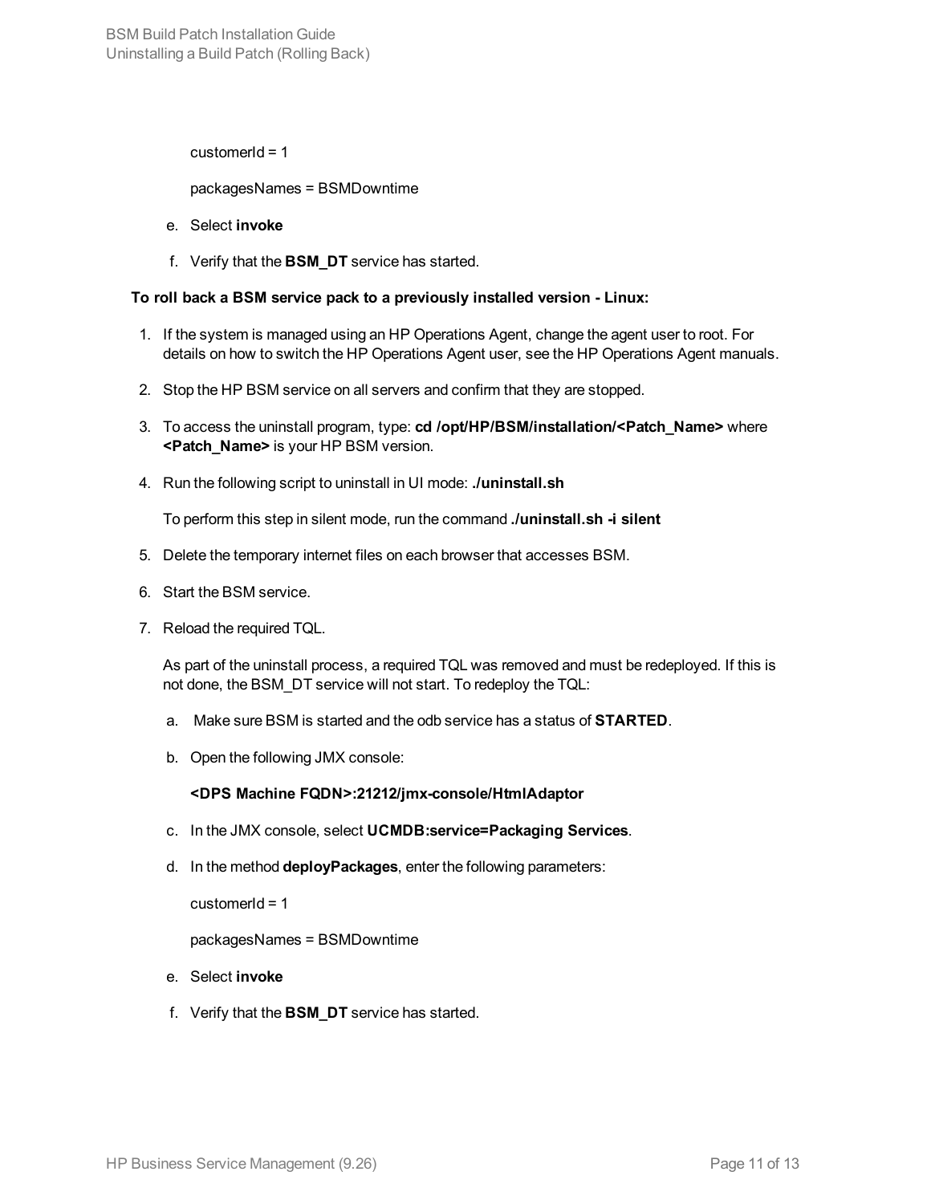customerId = 1

packagesNames = BSMDowntime

e. Select **invoke**

f. Verify that the **BSM_DT** service has started.

**To roll back a BSM service pack to a previously installed version - Linux:**

1. If the system is managed using an HP Operations Agent, change the agent user to root. For details on how to switch the HP Operations Agent user, see the HP Operations Agent manuals.

2. Stop the HP BSM service on all servers and confirm that they are stopped.

3. To access the uninstall program, type: **cd /opt/HP/BSM/installation/<Patch_Name>** where **<Patch_Name>** is your HP BSM version.

4. Run the following script to uninstall in UI mode: **./uninstall.sh**

   To perform this step in silent mode, run the command **./uninstall.sh -i silent**

5. Delete the temporary internet files on each browser that accesses BSM.

6. Start the BSM service.

7. Reload the required TQL.

   As part of the uninstall process, a required TQL was removed and must be redeployed. If this is not done, the BSM_DT service will not start. To redeploy the TQL:

   a. Make sure BSM is started and the odb service has a status of **STARTED**.

   b. Open the following JMX console:

      **<DPS Machine FQDN>:21212/jmx-console/HtmlAdaptor**

   c. In the JMX console, select **UCMDB:service=Packaging Services**.

   d. In the method **deployPackages**, enter the following parameters:

      customerId = 1

      packagesNames = BSMDowntime

   e. Select **invoke**

   f. Verify that the **BSM_DT** service has started.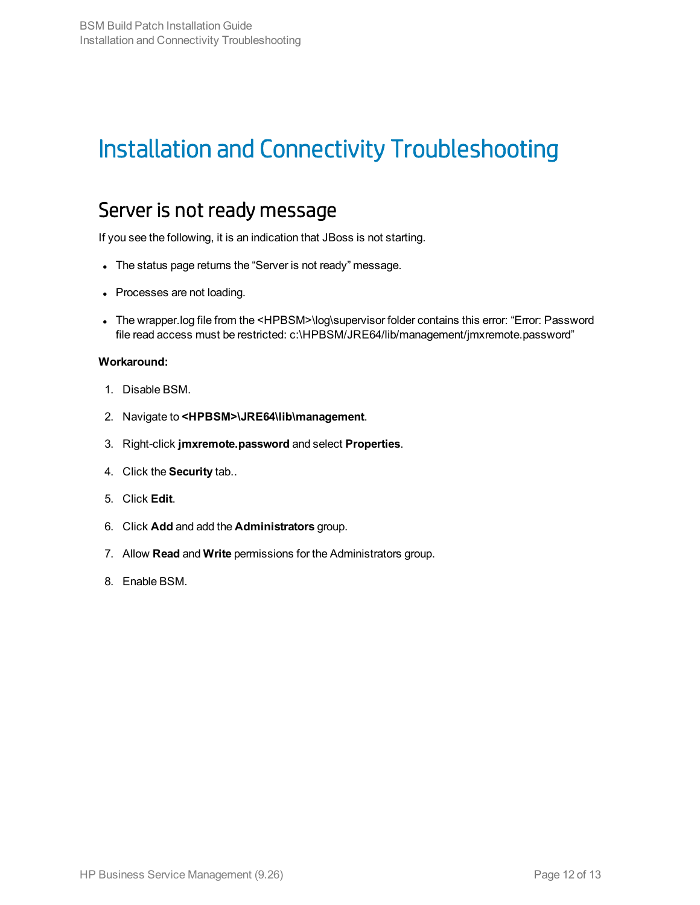# Installation and Connectivity Troubleshooting

## Server is not ready message

If you see the following, it is an indication that JBoss is not starting.

- The status page returns the “Server is not ready” message.
- Processes are not loading.
- The wrapper.log file from the <HPBSM>\log\supervisor folder contains this error: “Error: Password file read access must be restricted: c:\HPBSM/JRE64/lib/management/jmxremote.password”

**Workaround:**

1. Disable BSM.
2. Navigate to **<HPBSM>\JRE64\lib\management**.
3. Right-click **jmxremote.password** and select **Properties**.
4. Click the **Security** tab..
5. Click **Edit**.
6. Click **Add** and add the **Administrators** group.
7. Allow **Read** and **Write** permissions for the Administrators group.
8. Enable BSM.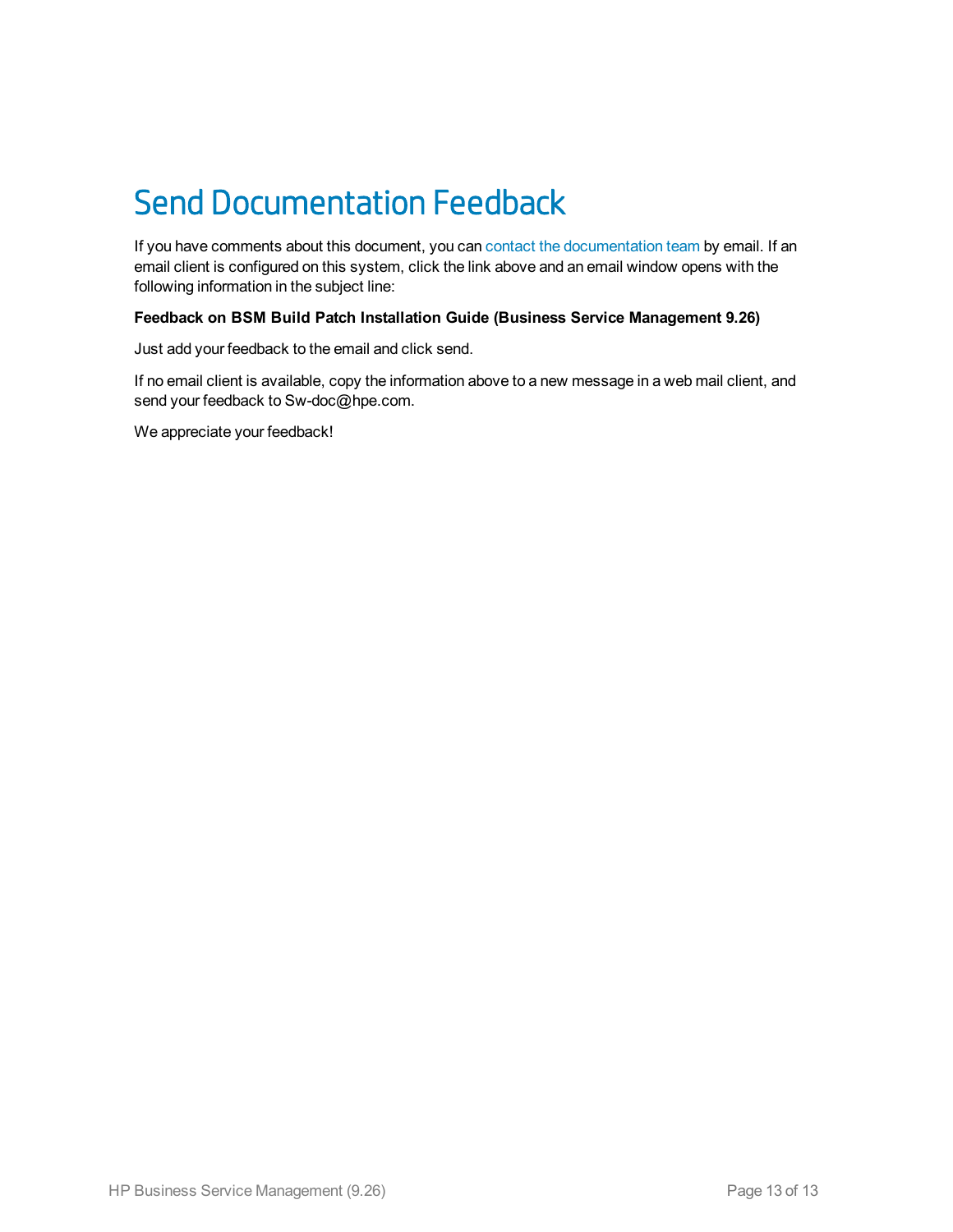# Send Documentation Feedback

If you have comments about this document, you can contact the documentation team by email. If an email client is configured on this system, click the link above and an email window opens with the following information in the subject line:

**Feedback on BSM Build Patch Installation Guide (Business Service Management 9.26)**

Just add your feedback to the email and click send.

If no email client is available, copy the information above to a new message in a web mail client, and send your feedback to Sw-doc@hpe.com.

We appreciate your feedback!